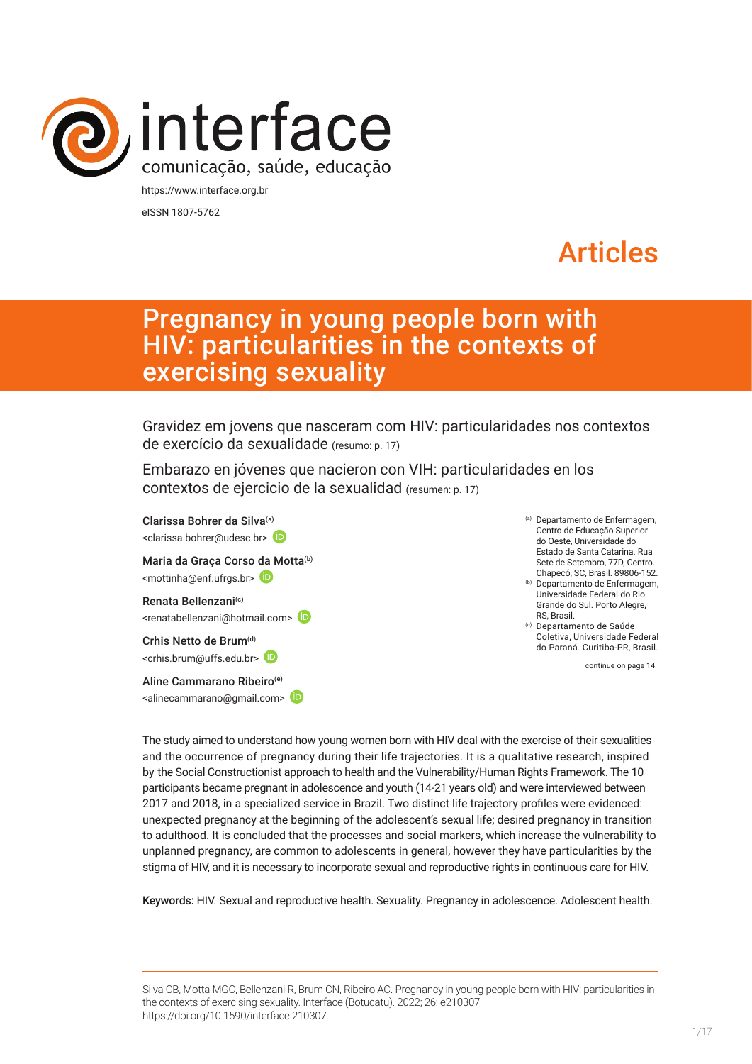interface
comunicação, saúde, educação

https://www.interface.org.br
eISSN 1807-5762

Articles

# Pregnancy in young people born with HIV: particularities in the contexts of exercising sexuality

Gravidez em jovens que nasceram com HIV: particularidades nos contextos de exercício da sexualidade (resumo: p. 17)

Embarazo en jóvenes que nacieron con VIH: particularidades en los contextos de ejercicio de la sexualidad (resumen: p. 17)

**Clarissa Bohrer da Silva**[(a)]
<clarissa.bohrer@udesc.br>

**Maria da Graça Corso da Motta**[(b)]
<mottinha@enf.ufrgs.br>

**Renata Bellenzani**[(c)]
<renatabellenzani@hotmail.com>

**Crhis Netto de Brum**[(d)]
<crhis.brum@uffs.edu.br>

**Aline Cammarano Ribeiro**[(e)]
<alinecammarano@gmail.com>

[(a)] Departamento de Enfermagem, Centro de Educação Superior do Oeste, Universidade do Estado de Santa Catarina. Rua Sete de Setembro, 77D, Centro. Chapecó, SC, Brasil. 89806-152.
[(b)] Departamento de Enfermagem, Universidade Federal do Rio Grande do Sul. Porto Alegre, RS, Brasil.
[(c)] Departamento de Saúde Coletiva, Universidade Federal do Paraná. Curitiba-PR, Brasil.

continue on page 14

The study aimed to understand how young women born with HIV deal with the exercise of their sexualities and the occurrence of pregnancy during their life trajectories. It is a qualitative research, inspired by the Social Constructionist approach to health and the Vulnerability/Human Rights Framework. The 10 participants became pregnant in adolescence and youth (14-21 years old) and were interviewed between 2017 and 2018, in a specialized service in Brazil. Two distinct life trajectory profiles were evidenced: unexpected pregnancy at the beginning of the adolescent's sexual life; desired pregnancy in transition to adulthood. It is concluded that the processes and social markers, which increase the vulnerability to unplanned pregnancy, are common to adolescents in general, however they have particularities by the stigma of HIV, and it is necessary to incorporate sexual and reproductive rights in continuous care for HIV.

**Keywords:** HIV. Sexual and reproductive health. Sexuality. Pregnancy in adolescence. Adolescent health.

Silva CB, Motta MGC, Bellenzani R, Brum CN, Ribeiro AC. Pregnancy in young people born with HIV: particularities in the contexts of exercising sexuality. Interface (Botucatu). 2022; 26: e210307
https://doi.org/10.1590/interface.210307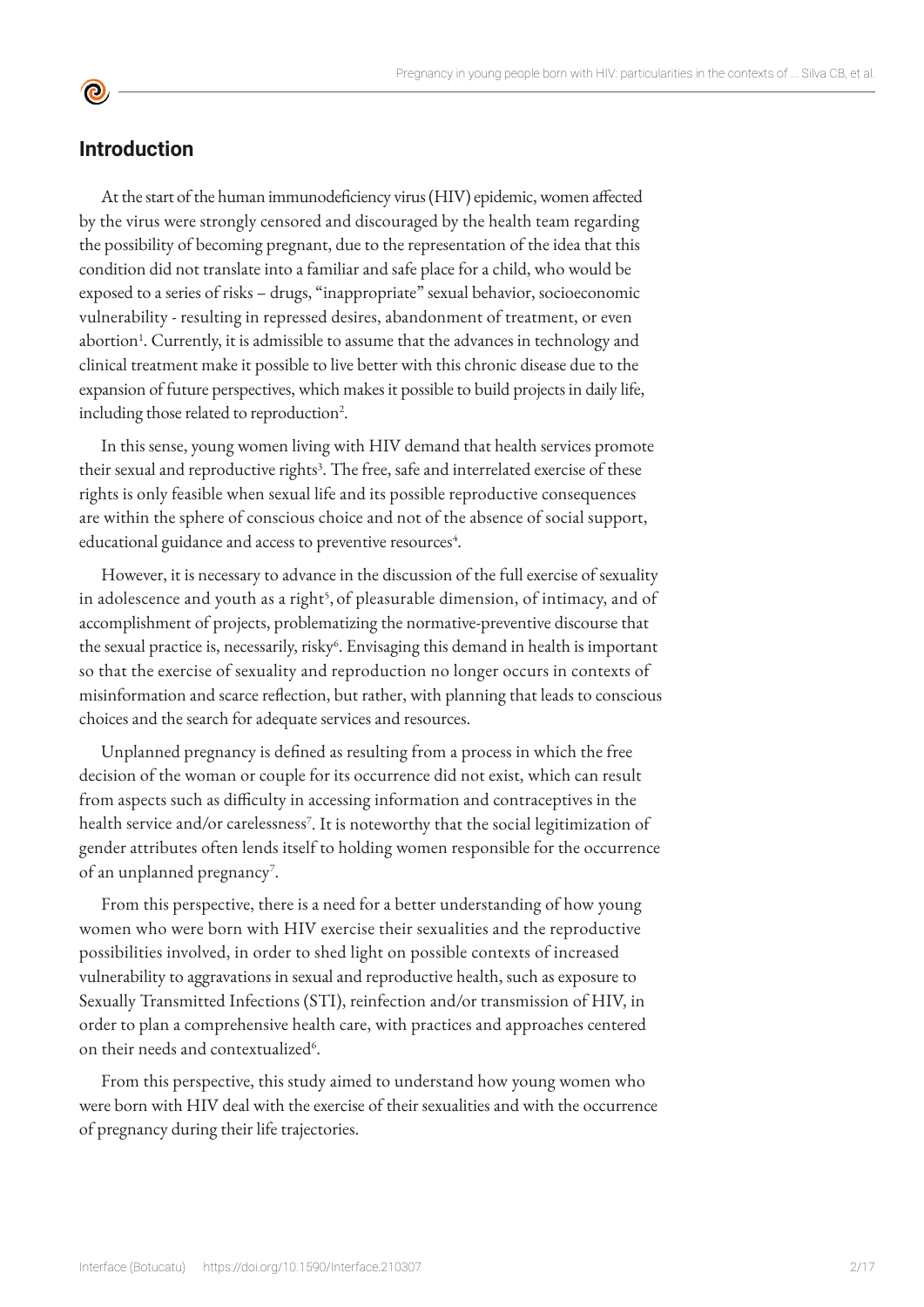## Introduction

At the start of the human immunodeficiency virus (HIV) epidemic, women affected by the virus were strongly censored and discouraged by the health team regarding the possibility of becoming pregnant, due to the representation of the idea that this condition did not translate into a familiar and safe place for a child, who would be exposed to a series of risks – drugs, "inappropriate" sexual behavior, socioeconomic vulnerability - resulting in repressed desires, abandonment of treatment, or even abortion[1]. Currently, it is admissible to assume that the advances in technology and clinical treatment make it possible to live better with this chronic disease due to the expansion of future perspectives, which makes it possible to build projects in daily life, including those related to reproduction[2].

In this sense, young women living with HIV demand that health services promote their sexual and reproductive rights[3]. The free, safe and interrelated exercise of these rights is only feasible when sexual life and its possible reproductive consequences are within the sphere of conscious choice and not of the absence of social support, educational guidance and access to preventive resources[4].

However, it is necessary to advance in the discussion of the full exercise of sexuality in adolescence and youth as a right[5], of pleasurable dimension, of intimacy, and of accomplishment of projects, problematizing the normative-preventive discourse that the sexual practice is, necessarily, risky[6]. Envisaging this demand in health is important so that the exercise of sexuality and reproduction no longer occurs in contexts of misinformation and scarce reflection, but rather, with planning that leads to conscious choices and the search for adequate services and resources.

Unplanned pregnancy is defined as resulting from a process in which the free decision of the woman or couple for its occurrence did not exist, which can result from aspects such as difficulty in accessing information and contraceptives in the health service and/or carelessness[7]. It is noteworthy that the social legitimization of gender attributes often lends itself to holding women responsible for the occurrence of an unplanned pregnancy[7].

From this perspective, there is a need for a better understanding of how young women who were born with HIV exercise their sexualities and the reproductive possibilities involved, in order to shed light on possible contexts of increased vulnerability to aggravations in sexual and reproductive health, such as exposure to Sexually Transmitted Infections (STI), reinfection and/or transmission of HIV, in order to plan a comprehensive health care, with practices and approaches centered on their needs and contextualized[6].

From this perspective, this study aimed to understand how young women who were born with HIV deal with the exercise of their sexualities and with the occurrence of pregnancy during their life trajectories.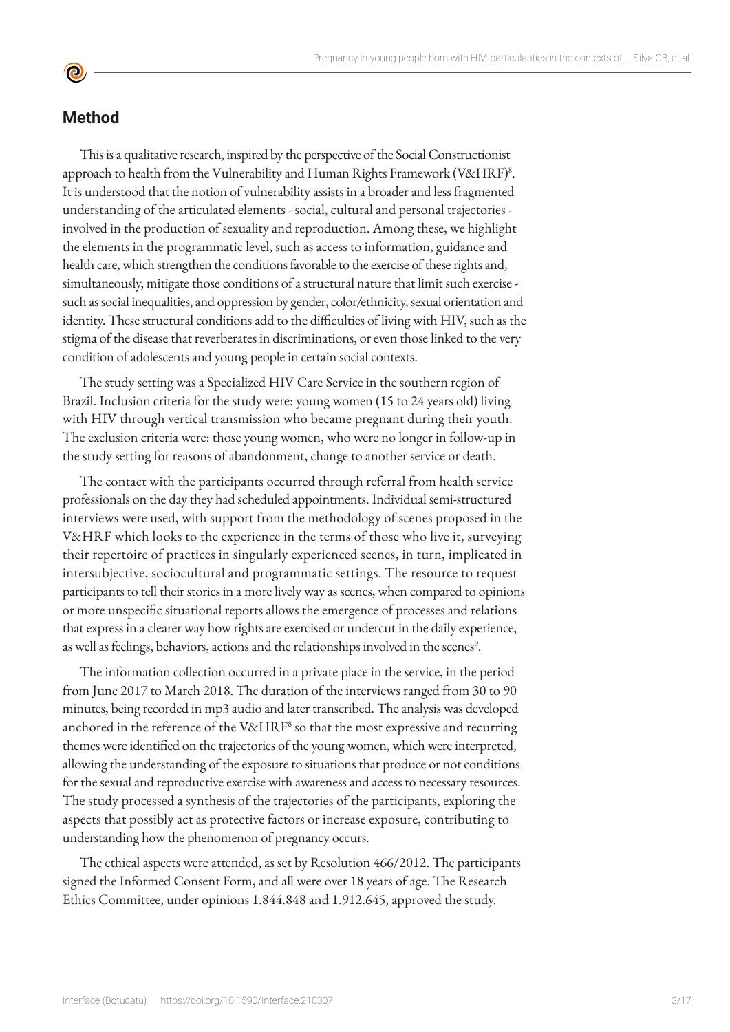## Method

This is a qualitative research, inspired by the perspective of the Social Constructionist approach to health from the Vulnerability and Human Rights Framework (V&HRF)[8]. It is understood that the notion of vulnerability assists in a broader and less fragmented understanding of the articulated elements - social, cultural and personal trajectories - involved in the production of sexuality and reproduction. Among these, we highlight the elements in the programmatic level, such as access to information, guidance and health care, which strengthen the conditions favorable to the exercise of these rights and, simultaneously, mitigate those conditions of a structural nature that limit such exercise - such as social inequalities, and oppression by gender, color/ethnicity, sexual orientation and identity. These structural conditions add to the difficulties of living with HIV, such as the stigma of the disease that reverberates in discriminations, or even those linked to the very condition of adolescents and young people in certain social contexts.

The study setting was a Specialized HIV Care Service in the southern region of Brazil. Inclusion criteria for the study were: young women (15 to 24 years old) living with HIV through vertical transmission who became pregnant during their youth. The exclusion criteria were: those young women, who were no longer in follow-up in the study setting for reasons of abandonment, change to another service or death.

The contact with the participants occurred through referral from health service professionals on the day they had scheduled appointments. Individual semi-structured interviews were used, with support from the methodology of scenes proposed in the V&HRF which looks to the experience in the terms of those who live it, surveying their repertoire of practices in singularly experienced scenes, in turn, implicated in intersubjective, sociocultural and programmatic settings. The resource to request participants to tell their stories in a more lively way as scenes, when compared to opinions or more unspecific situational reports allows the emergence of processes and relations that express in a clearer way how rights are exercised or undercut in the daily experience, as well as feelings, behaviors, actions and the relationships involved in the scenes[9].

The information collection occurred in a private place in the service, in the period from June 2017 to March 2018. The duration of the interviews ranged from 30 to 90 minutes, being recorded in mp3 audio and later transcribed. The analysis was developed anchored in the reference of the V&HRF[8] so that the most expressive and recurring themes were identified on the trajectories of the young women, which were interpreted, allowing the understanding of the exposure to situations that produce or not conditions for the sexual and reproductive exercise with awareness and access to necessary resources. The study processed a synthesis of the trajectories of the participants, exploring the aspects that possibly act as protective factors or increase exposure, contributing to understanding how the phenomenon of pregnancy occurs.

The ethical aspects were attended, as set by Resolution 466/2012. The participants signed the Informed Consent Form, and all were over 18 years of age. The Research Ethics Committee, under opinions 1.844.848 and 1.912.645, approved the study.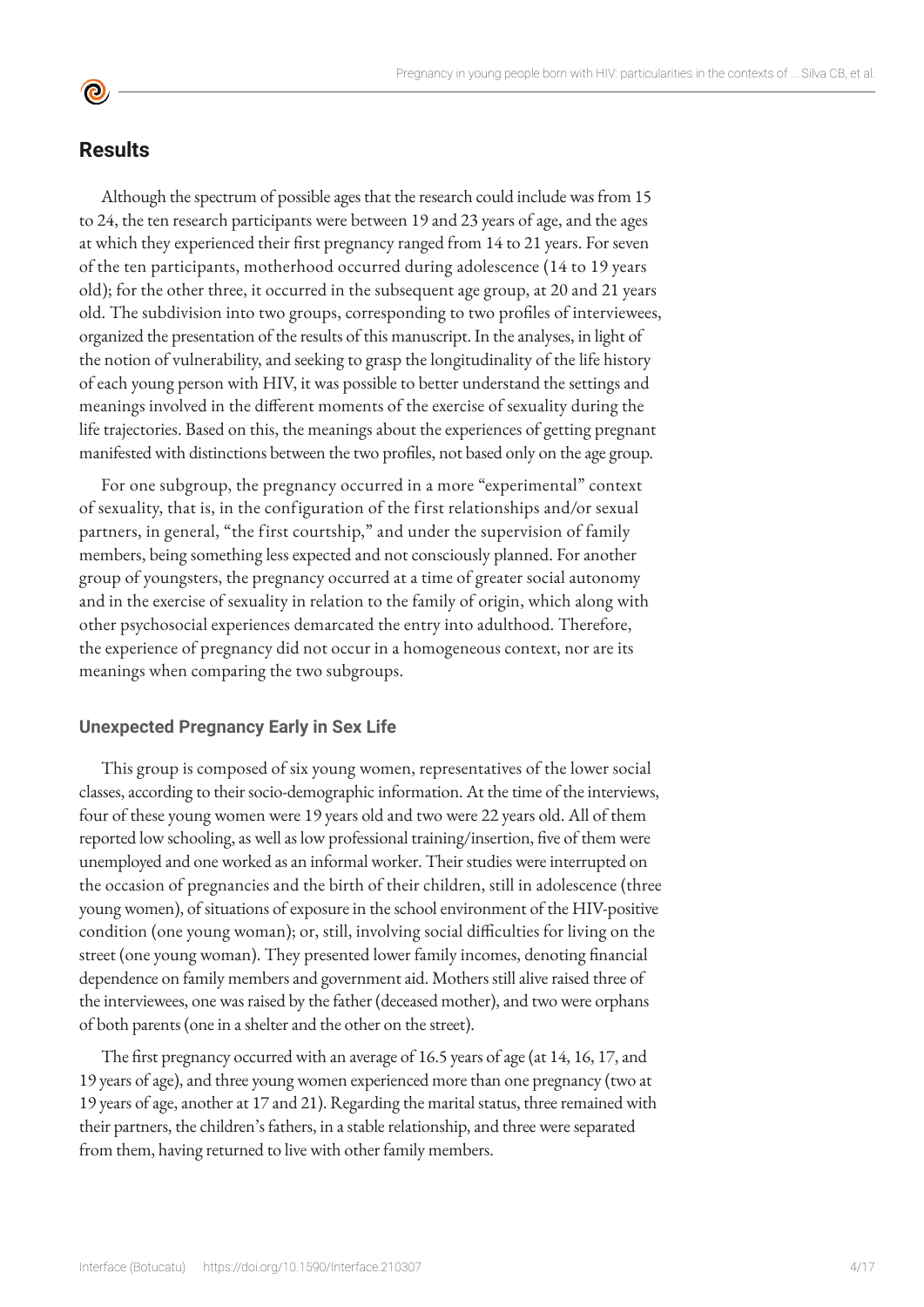## Results

Although the spectrum of possible ages that the research could include was from 15 to 24, the ten research participants were between 19 and 23 years of age, and the ages at which they experienced their first pregnancy ranged from 14 to 21 years. For seven of the ten participants, motherhood occurred during adolescence (14 to 19 years old); for the other three, it occurred in the subsequent age group, at 20 and 21 years old. The subdivision into two groups, corresponding to two profiles of interviewees, organized the presentation of the results of this manuscript. In the analyses, in light of the notion of vulnerability, and seeking to grasp the longitudinality of the life history of each young person with HIV, it was possible to better understand the settings and meanings involved in the different moments of the exercise of sexuality during the life trajectories. Based on this, the meanings about the experiences of getting pregnant manifested with distinctions between the two profiles, not based only on the age group.

For one subgroup, the pregnancy occurred in a more "experimental" context of sexuality, that is, in the configuration of the first relationships and/or sexual partners, in general, "the first courtship," and under the supervision of family members, being something less expected and not consciously planned. For another group of youngsters, the pregnancy occurred at a time of greater social autonomy and in the exercise of sexuality in relation to the family of origin, which along with other psychosocial experiences demarcated the entry into adulthood. Therefore, the experience of pregnancy did not occur in a homogeneous context, nor are its meanings when comparing the two subgroups.

### Unexpected Pregnancy Early in Sex Life

This group is composed of six young women, representatives of the lower social classes, according to their socio-demographic information. At the time of the interviews, four of these young women were 19 years old and two were 22 years old. All of them reported low schooling, as well as low professional training/insertion, five of them were unemployed and one worked as an informal worker. Their studies were interrupted on the occasion of pregnancies and the birth of their children, still in adolescence (three young women), of situations of exposure in the school environment of the HIV-positive condition (one young woman); or, still, involving social difficulties for living on the street (one young woman). They presented lower family incomes, denoting financial dependence on family members and government aid. Mothers still alive raised three of the interviewees, one was raised by the father (deceased mother), and two were orphans of both parents (one in a shelter and the other on the street).

The first pregnancy occurred with an average of 16.5 years of age (at 14, 16, 17, and 19 years of age), and three young women experienced more than one pregnancy (two at 19 years of age, another at 17 and 21). Regarding the marital status, three remained with their partners, the children's fathers, in a stable relationship, and three were separated from them, having returned to live with other family members.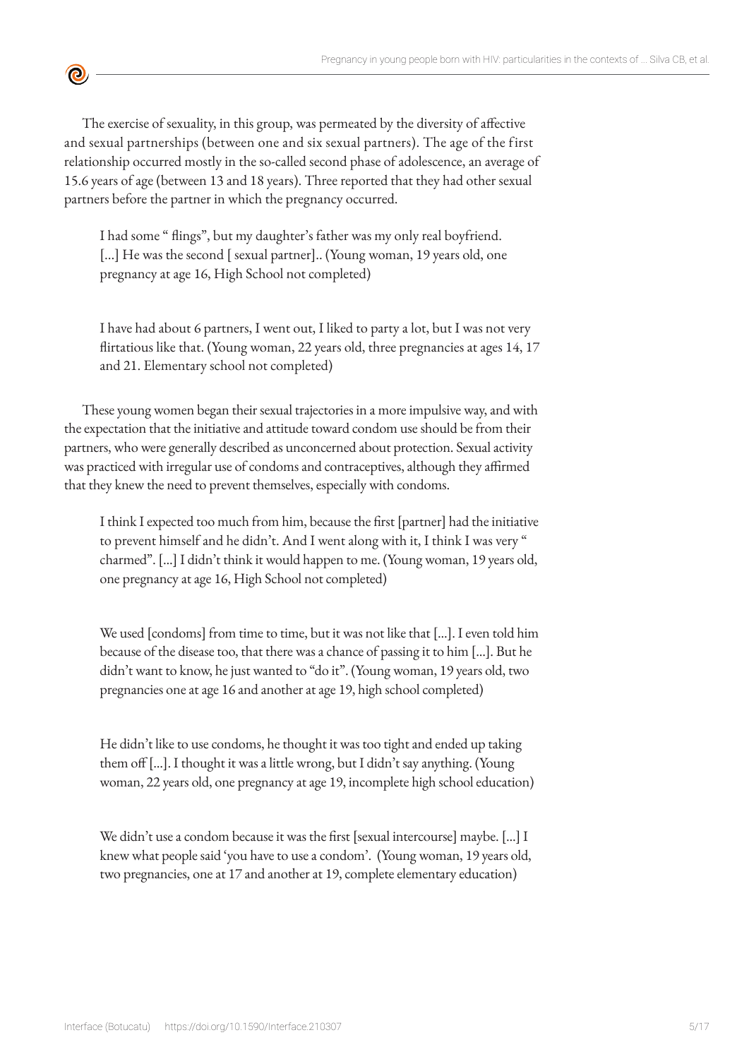The exercise of sexuality, in this group, was permeated by the diversity of affective and sexual partnerships (between one and six sexual partners). The age of the first relationship occurred mostly in the so-called second phase of adolescence, an average of 15.6 years of age (between 13 and 18 years). Three reported that they had other sexual partners before the partner in which the pregnancy occurred.

> I had some " flings", but my daughter's father was my only real boyfriend. [...] He was the second [ sexual partner].. (Young woman, 19 years old, one pregnancy at age 16, High School not completed)

> I have had about 6 partners, I went out, I liked to party a lot, but I was not very flirtatious like that. (Young woman, 22 years old, three pregnancies at ages 14, 17 and 21. Elementary school not completed)

These young women began their sexual trajectories in a more impulsive way, and with the expectation that the initiative and attitude toward condom use should be from their partners, who were generally described as unconcerned about protection. Sexual activity was practiced with irregular use of condoms and contraceptives, although they affirmed that they knew the need to prevent themselves, especially with condoms.

> I think I expected too much from him, because the first [partner] had the initiative to prevent himself and he didn't. And I went along with it, I think I was very " charmed". [...] I didn't think it would happen to me. (Young woman, 19 years old, one pregnancy at age 16, High School not completed)

> We used [condoms] from time to time, but it was not like that [...]. I even told him because of the disease too, that there was a chance of passing it to him [...]. But he didn't want to know, he just wanted to "do it". (Young woman, 19 years old, two pregnancies one at age 16 and another at age 19, high school completed)

> He didn't like to use condoms, he thought it was too tight and ended up taking them off [...]. I thought it was a little wrong, but I didn't say anything. (Young woman, 22 years old, one pregnancy at age 19, incomplete high school education)

> We didn't use a condom because it was the first [sexual intercourse] maybe. [...] I knew what people said 'you have to use a condom'. (Young woman, 19 years old, two pregnancies, one at 17 and another at 19, complete elementary education)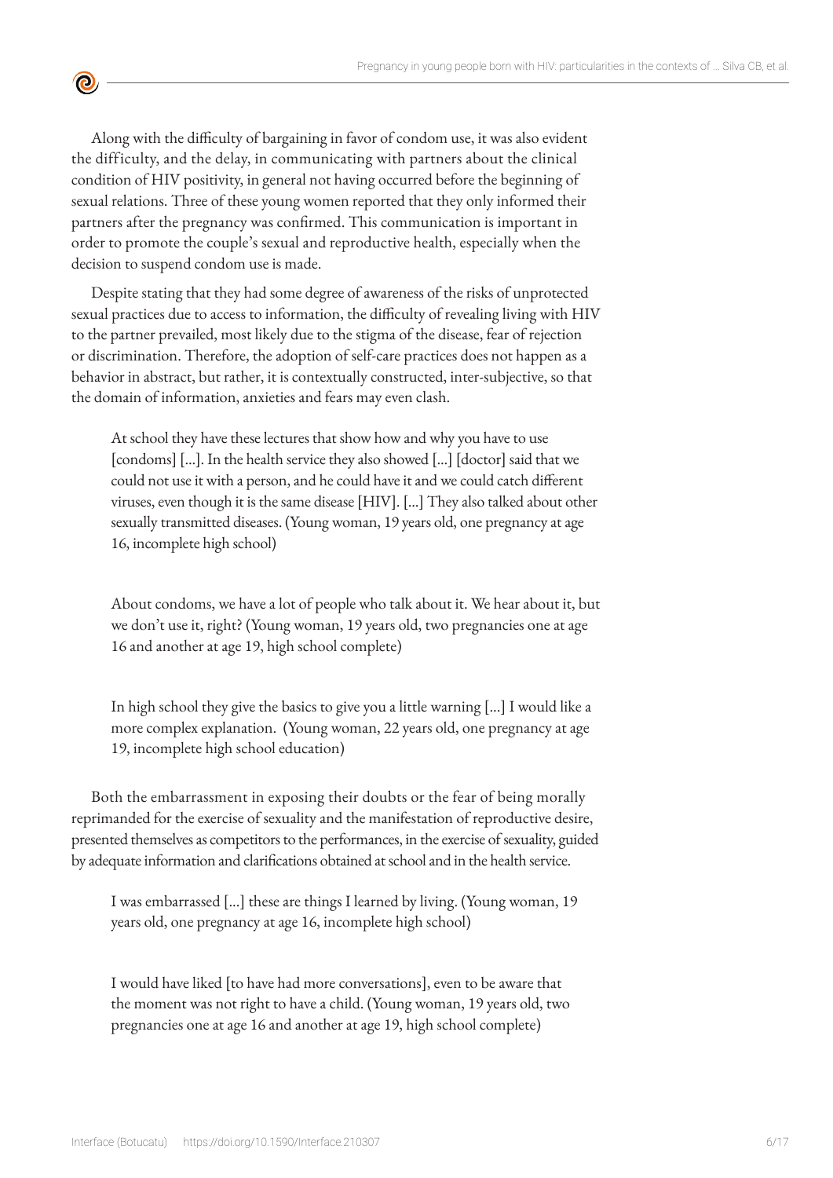Along with the difficulty of bargaining in favor of condom use, it was also evident the difficulty, and the delay, in communicating with partners about the clinical condition of HIV positivity, in general not having occurred before the beginning of sexual relations. Three of these young women reported that they only informed their partners after the pregnancy was confirmed. This communication is important in order to promote the couple's sexual and reproductive health, especially when the decision to suspend condom use is made.

Despite stating that they had some degree of awareness of the risks of unprotected sexual practices due to access to information, the difficulty of revealing living with HIV to the partner prevailed, most likely due to the stigma of the disease, fear of rejection or discrimination. Therefore, the adoption of self-care practices does not happen as a behavior in abstract, but rather, it is contextually constructed, inter-subjective, so that the domain of information, anxieties and fears may even clash.

> At school they have these lectures that show how and why you have to use [condoms] [...]. In the health service they also showed [...] [doctor] said that we could not use it with a person, and he could have it and we could catch different viruses, even though it is the same disease [HIV]. [...] They also talked about other sexually transmitted diseases. (Young woman, 19 years old, one pregnancy at age 16, incomplete high school)

> About condoms, we have a lot of people who talk about it. We hear about it, but we don't use it, right? (Young woman, 19 years old, two pregnancies one at age 16 and another at age 19, high school complete)

> In high school they give the basics to give you a little warning [...] I would like a more complex explanation. (Young woman, 22 years old, one pregnancy at age 19, incomplete high school education)

Both the embarrassment in exposing their doubts or the fear of being morally reprimanded for the exercise of sexuality and the manifestation of reproductive desire, presented themselves as competitors to the performances, in the exercise of sexuality, guided by adequate information and clarifications obtained at school and in the health service.

> I was embarrassed [...] these are things I learned by living. (Young woman, 19 years old, one pregnancy at age 16, incomplete high school)

> I would have liked [to have had more conversations], even to be aware that the moment was not right to have a child. (Young woman, 19 years old, two pregnancies one at age 16 and another at age 19, high school complete)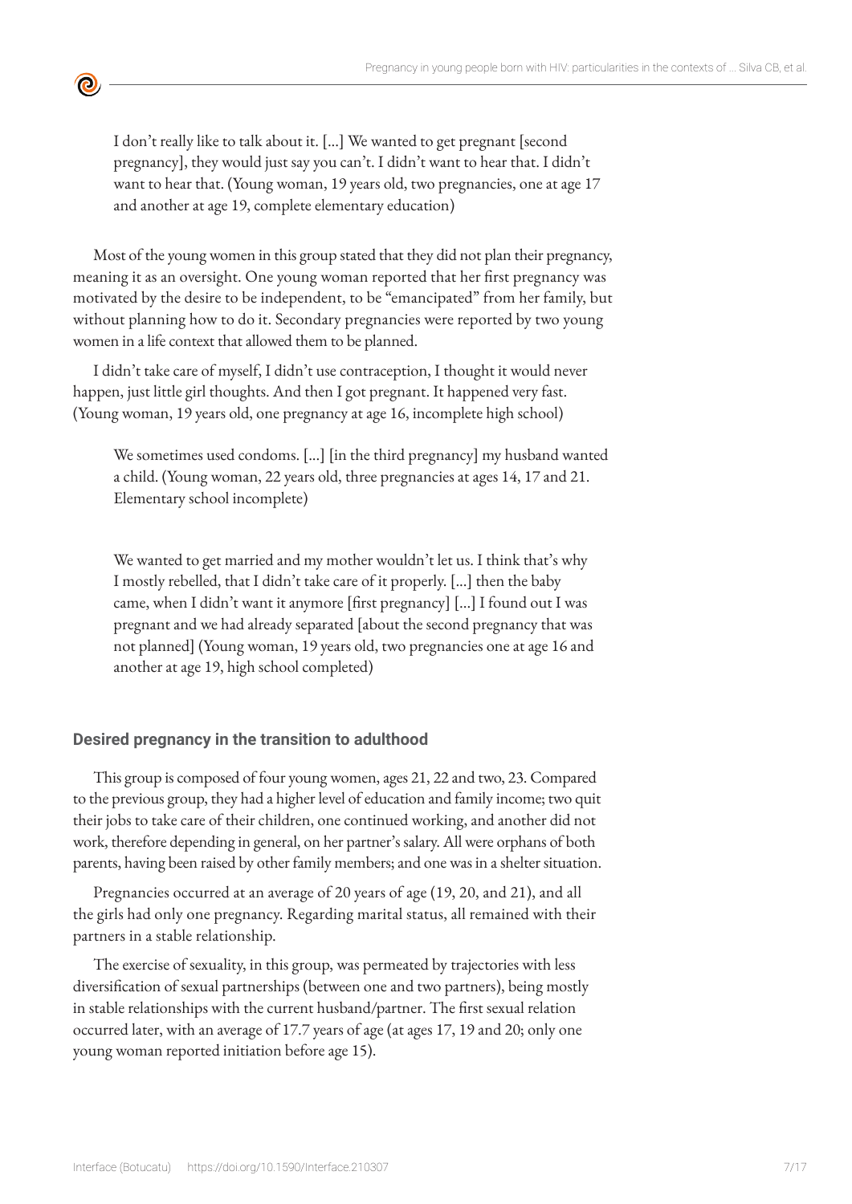> I don't really like to talk about it. [...] We wanted to get pregnant [second pregnancy], they would just say you can't. I didn't want to hear that. I didn't want to hear that. (Young woman, 19 years old, two pregnancies, one at age 17 and another at age 19, complete elementary education)

Most of the young women in this group stated that they did not plan their pregnancy, meaning it as an oversight. One young woman reported that her first pregnancy was motivated by the desire to be independent, to be "emancipated" from her family, but without planning how to do it. Secondary pregnancies were reported by two young women in a life context that allowed them to be planned.

I didn't take care of myself, I didn't use contraception, I thought it would never happen, just little girl thoughts. And then I got pregnant. It happened very fast. (Young woman, 19 years old, one pregnancy at age 16, incomplete high school)

> We sometimes used condoms. [...] [in the third pregnancy] my husband wanted a child. (Young woman, 22 years old, three pregnancies at ages 14, 17 and 21. Elementary school incomplete)

> We wanted to get married and my mother wouldn't let us. I think that's why I mostly rebelled, that I didn't take care of it properly. [...] then the baby came, when I didn't want it anymore [first pregnancy] [...] I found out I was pregnant and we had already separated [about the second pregnancy that was not planned] (Young woman, 19 years old, two pregnancies one at age 16 and another at age 19, high school completed)

### Desired pregnancy in the transition to adulthood

This group is composed of four young women, ages 21, 22 and two, 23. Compared to the previous group, they had a higher level of education and family income; two quit their jobs to take care of their children, one continued working, and another did not work, therefore depending in general, on her partner's salary. All were orphans of both parents, having been raised by other family members; and one was in a shelter situation.

Pregnancies occurred at an average of 20 years of age (19, 20, and 21), and all the girls had only one pregnancy. Regarding marital status, all remained with their partners in a stable relationship.

The exercise of sexuality, in this group, was permeated by trajectories with less diversification of sexual partnerships (between one and two partners), being mostly in stable relationships with the current husband/partner. The first sexual relation occurred later, with an average of 17.7 years of age (at ages 17, 19 and 20; only one young woman reported initiation before age 15).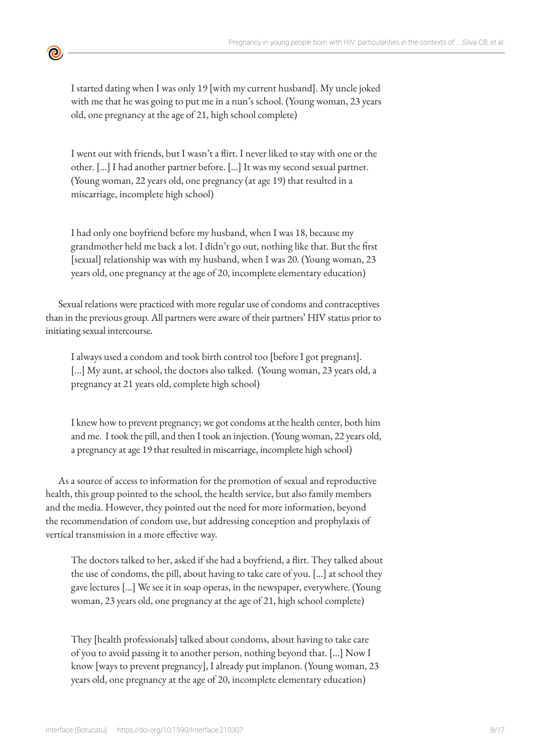> I started dating when I was only 19 [with my current husband]. My uncle joked with me that he was going to put me in a nun's school. (Young woman, 23 years old, one pregnancy at the age of 21, high school complete)

> I went out with friends, but I wasn't a flirt. I never liked to stay with one or the other. [...] I had another partner before. [...] It was my second sexual partner. (Young woman, 22 years old, one pregnancy (at age 19) that resulted in a miscarriage, incomplete high school)

> I had only one boyfriend before my husband, when I was 18, because my grandmother held me back a lot. I didn't go out, nothing like that. But the first [sexual] relationship was with my husband, when I was 20. (Young woman, 23 years old, one pregnancy at the age of 20, incomplete elementary education)

Sexual relations were practiced with more regular use of condoms and contraceptives than in the previous group. All partners were aware of their partners' HIV status prior to initiating sexual intercourse.

> I always used a condom and took birth control too [before I got pregnant]. [...] My aunt, at school, the doctors also talked. (Young woman, 23 years old, a pregnancy at 21 years old, complete high school)

> I knew how to prevent pregnancy; we got condoms at the health center, both him and me. I took the pill, and then I took an injection. (Young woman, 22 years old, a pregnancy at age 19 that resulted in miscarriage, incomplete high school)

As a source of access to information for the promotion of sexual and reproductive health, this group pointed to the school, the health service, but also family members and the media. However, they pointed out the need for more information, beyond the recommendation of condom use, but addressing conception and prophylaxis of vertical transmission in a more effective way.

> The doctors talked to her, asked if she had a boyfriend, a flirt. They talked about the use of condoms, the pill, about having to take care of you. [...] at school they gave lectures [...] We see it in soap operas, in the newspaper, everywhere. (Young woman, 23 years old, one pregnancy at the age of 21, high school complete)

> They [health professionals] talked about condoms, about having to take care of you to avoid passing it to another person, nothing beyond that. [...] Now I know [ways to prevent pregnancy], I already put implanon. (Young woman, 23 years old, one pregnancy at the age of 20, incomplete elementary education)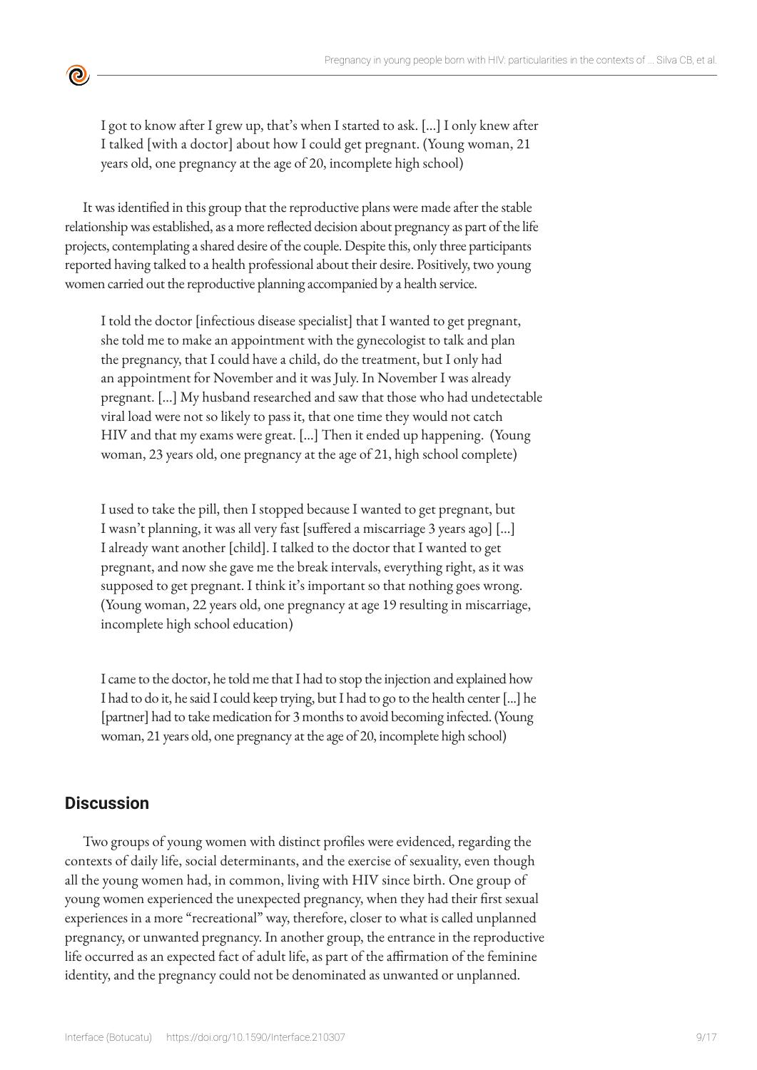> I got to know after I grew up, that's when I started to ask. [...] I only knew after I talked [with a doctor] about how I could get pregnant. (Young woman, 21 years old, one pregnancy at the age of 20, incomplete high school)

It was identified in this group that the reproductive plans were made after the stable relationship was established, as a more reflected decision about pregnancy as part of the life projects, contemplating a shared desire of the couple. Despite this, only three participants reported having talked to a health professional about their desire. Positively, two young women carried out the reproductive planning accompanied by a health service.

> I told the doctor [infectious disease specialist] that I wanted to get pregnant, she told me to make an appointment with the gynecologist to talk and plan the pregnancy, that I could have a child, do the treatment, but I only had an appointment for November and it was July. In November I was already pregnant. [...] My husband researched and saw that those who had undetectable viral load were not so likely to pass it, that one time they would not catch HIV and that my exams were great. [...] Then it ended up happening. (Young woman, 23 years old, one pregnancy at the age of 21, high school complete)

> I used to take the pill, then I stopped because I wanted to get pregnant, but I wasn't planning, it was all very fast [suffered a miscarriage 3 years ago] [...] I already want another [child]. I talked to the doctor that I wanted to get pregnant, and now she gave me the break intervals, everything right, as it was supposed to get pregnant. I think it's important so that nothing goes wrong. (Young woman, 22 years old, one pregnancy at age 19 resulting in miscarriage, incomplete high school education)

> I came to the doctor, he told me that I had to stop the injection and explained how I had to do it, he said I could keep trying, but I had to go to the health center [...] he [partner] had to take medication for 3 months to avoid becoming infected. (Young woman, 21 years old, one pregnancy at the age of 20, incomplete high school)

## Discussion

Two groups of young women with distinct profiles were evidenced, regarding the contexts of daily life, social determinants, and the exercise of sexuality, even though all the young women had, in common, living with HIV since birth. One group of young women experienced the unexpected pregnancy, when they had their first sexual experiences in a more "recreational" way, therefore, closer to what is called unplanned pregnancy, or unwanted pregnancy. In another group, the entrance in the reproductive life occurred as an expected fact of adult life, as part of the affirmation of the feminine identity, and the pregnancy could not be denominated as unwanted or unplanned.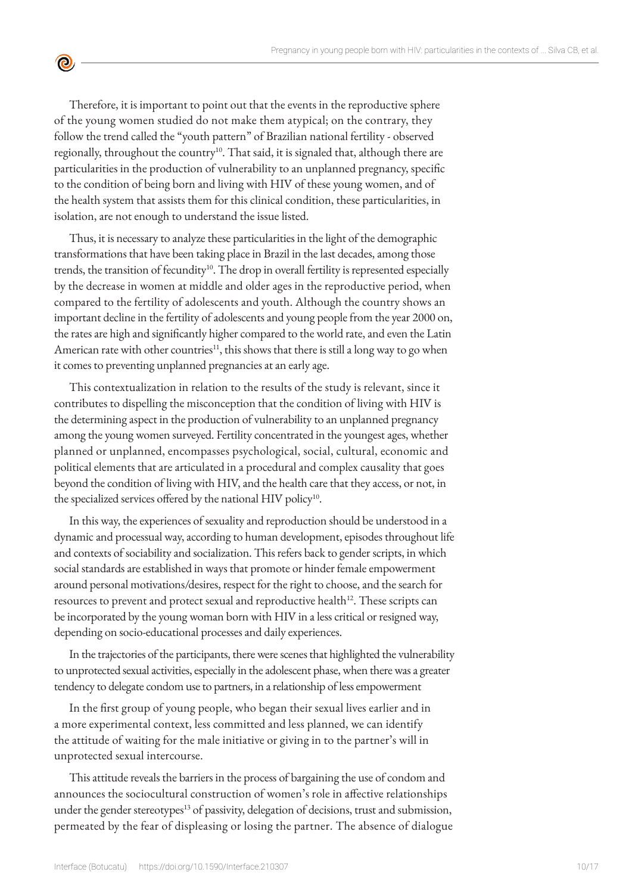Therefore, it is important to point out that the events in the reproductive sphere of the young women studied do not make them atypical; on the contrary, they follow the trend called the "youth pattern" of Brazilian national fertility - observed regionally, throughout the country[10]. That said, it is signaled that, although there are particularities in the production of vulnerability to an unplanned pregnancy, specific to the condition of being born and living with HIV of these young women, and of the health system that assists them for this clinical condition, these particularities, in isolation, are not enough to understand the issue listed.

Thus, it is necessary to analyze these particularities in the light of the demographic transformations that have been taking place in Brazil in the last decades, among those trends, the transition of fecundity[10]. The drop in overall fertility is represented especially by the decrease in women at middle and older ages in the reproductive period, when compared to the fertility of adolescents and youth. Although the country shows an important decline in the fertility of adolescents and young people from the year 2000 on, the rates are high and significantly higher compared to the world rate, and even the Latin American rate with other countries[11], this shows that there is still a long way to go when it comes to preventing unplanned pregnancies at an early age.

This contextualization in relation to the results of the study is relevant, since it contributes to dispelling the misconception that the condition of living with HIV is the determining aspect in the production of vulnerability to an unplanned pregnancy among the young women surveyed. Fertility concentrated in the youngest ages, whether planned or unplanned, encompasses psychological, social, cultural, economic and political elements that are articulated in a procedural and complex causality that goes beyond the condition of living with HIV, and the health care that they access, or not, in the specialized services offered by the national HIV policy[10].

In this way, the experiences of sexuality and reproduction should be understood in a dynamic and processual way, according to human development, episodes throughout life and contexts of sociability and socialization. This refers back to gender scripts, in which social standards are established in ways that promote or hinder female empowerment around personal motivations/desires, respect for the right to choose, and the search for resources to prevent and protect sexual and reproductive health[12]. These scripts can be incorporated by the young woman born with HIV in a less critical or resigned way, depending on socio-educational processes and daily experiences.

In the trajectories of the participants, there were scenes that highlighted the vulnerability to unprotected sexual activities, especially in the adolescent phase, when there was a greater tendency to delegate condom use to partners, in a relationship of less empowerment

In the first group of young people, who began their sexual lives earlier and in a more experimental context, less committed and less planned, we can identify the attitude of waiting for the male initiative or giving in to the partner's will in unprotected sexual intercourse.

This attitude reveals the barriers in the process of bargaining the use of condom and announces the sociocultural construction of women's role in affective relationships under the gender stereotypes[13] of passivity, delegation of decisions, trust and submission, permeated by the fear of displeasing or losing the partner. The absence of dialogue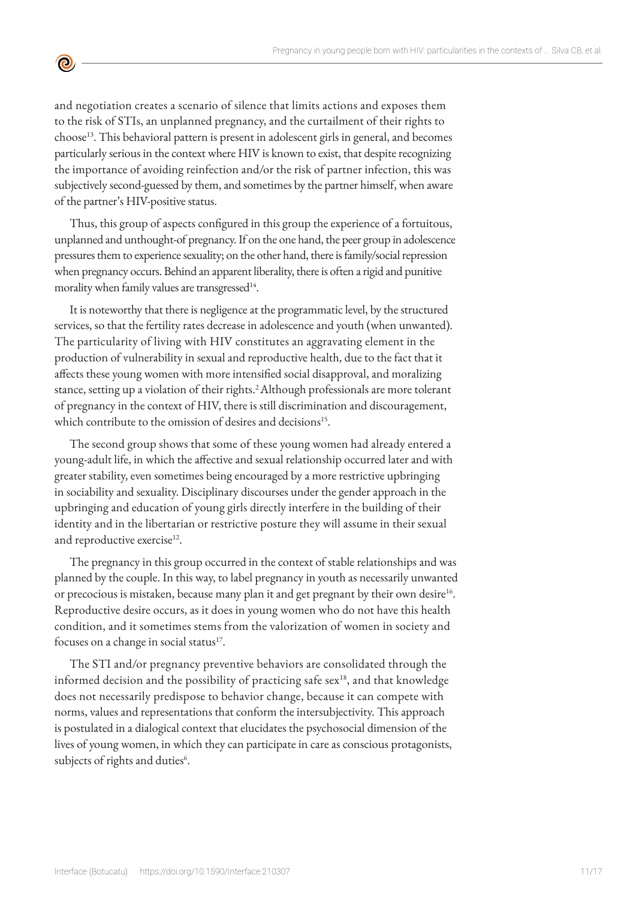and negotiation creates a scenario of silence that limits actions and exposes them to the risk of STIs, an unplanned pregnancy, and the curtailment of their rights to choose[13]. This behavioral pattern is present in adolescent girls in general, and becomes particularly serious in the context where HIV is known to exist, that despite recognizing the importance of avoiding reinfection and/or the risk of partner infection, this was subjectively second-guessed by them, and sometimes by the partner himself, when aware of the partner's HIV-positive status.

Thus, this group of aspects configured in this group the experience of a fortuitous, unplanned and unthought-of pregnancy. If on the one hand, the peer group in adolescence pressures them to experience sexuality; on the other hand, there is family/social repression when pregnancy occurs. Behind an apparent liberality, there is often a rigid and punitive morality when family values are transgressed[14].

It is noteworthy that there is negligence at the programmatic level, by the structured services, so that the fertility rates decrease in adolescence and youth (when unwanted). The particularity of living with HIV constitutes an aggravating element in the production of vulnerability in sexual and reproductive health, due to the fact that it affects these young women with more intensified social disapproval, and moralizing stance, setting up a violation of their rights.[2] Although professionals are more tolerant of pregnancy in the context of HIV, there is still discrimination and discouragement, which contribute to the omission of desires and decisions[15].

The second group shows that some of these young women had already entered a young-adult life, in which the affective and sexual relationship occurred later and with greater stability, even sometimes being encouraged by a more restrictive upbringing in sociability and sexuality. Disciplinary discourses under the gender approach in the upbringing and education of young girls directly interfere in the building of their identity and in the libertarian or restrictive posture they will assume in their sexual and reproductive exercise[12].

The pregnancy in this group occurred in the context of stable relationships and was planned by the couple. In this way, to label pregnancy in youth as necessarily unwanted or precocious is mistaken, because many plan it and get pregnant by their own desire[16]. Reproductive desire occurs, as it does in young women who do not have this health condition, and it sometimes stems from the valorization of women in society and focuses on a change in social status[17].

The STI and/or pregnancy preventive behaviors are consolidated through the informed decision and the possibility of practicing safe sex[18], and that knowledge does not necessarily predispose to behavior change, because it can compete with norms, values and representations that conform the intersubjectivity. This approach is postulated in a dialogical context that elucidates the psychosocial dimension of the lives of young women, in which they can participate in care as conscious protagonists, subjects of rights and duties[6].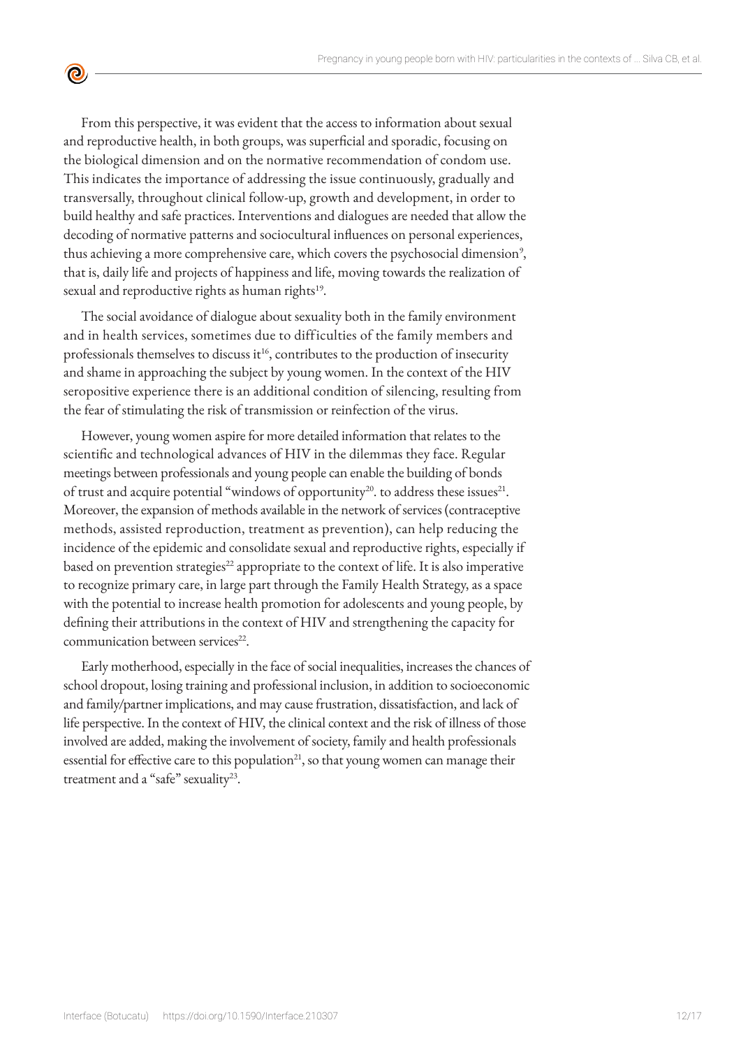From this perspective, it was evident that the access to information about sexual and reproductive health, in both groups, was superficial and sporadic, focusing on the biological dimension and on the normative recommendation of condom use. This indicates the importance of addressing the issue continuously, gradually and transversally, throughout clinical follow-up, growth and development, in order to build healthy and safe practices. Interventions and dialogues are needed that allow the decoding of normative patterns and sociocultural influences on personal experiences, thus achieving a more comprehensive care, which covers the psychosocial dimension[9], that is, daily life and projects of happiness and life, moving towards the realization of sexual and reproductive rights as human rights[19].

The social avoidance of dialogue about sexuality both in the family environment and in health services, sometimes due to difficulties of the family members and professionals themselves to discuss it[16], contributes to the production of insecurity and shame in approaching the subject by young women. In the context of the HIV seropositive experience there is an additional condition of silencing, resulting from the fear of stimulating the risk of transmission or reinfection of the virus.

However, young women aspire for more detailed information that relates to the scientific and technological advances of HIV in the dilemmas they face. Regular meetings between professionals and young people can enable the building of bonds of trust and acquire potential "windows of opportunity[20]. to address these issues[21]. Moreover, the expansion of methods available in the network of services (contraceptive methods, assisted reproduction, treatment as prevention), can help reducing the incidence of the epidemic and consolidate sexual and reproductive rights, especially if based on prevention strategies[22] appropriate to the context of life. It is also imperative to recognize primary care, in large part through the Family Health Strategy, as a space with the potential to increase health promotion for adolescents and young people, by defining their attributions in the context of HIV and strengthening the capacity for communication between services[22].

Early motherhood, especially in the face of social inequalities, increases the chances of school dropout, losing training and professional inclusion, in addition to socioeconomic and family/partner implications, and may cause frustration, dissatisfaction, and lack of life perspective. In the context of HIV, the clinical context and the risk of illness of those involved are added, making the involvement of society, family and health professionals essential for effective care to this population[21], so that young women can manage their treatment and a "safe" sexuality[23].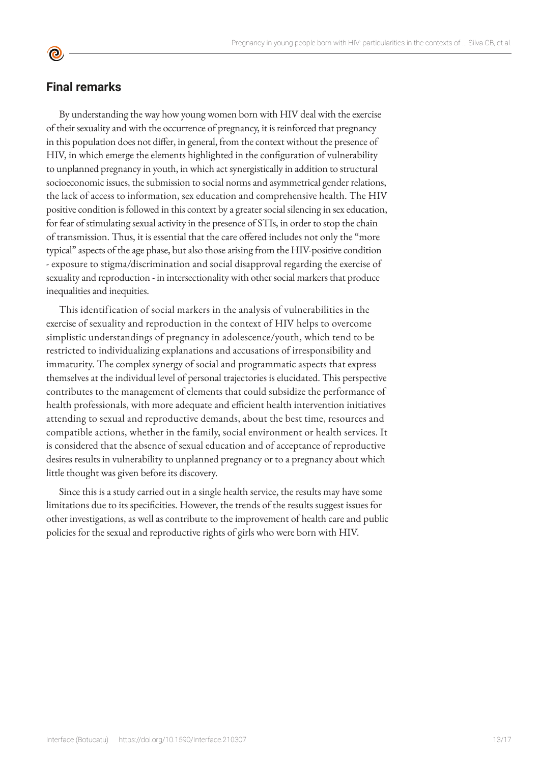## Final remarks

By understanding the way how young women born with HIV deal with the exercise of their sexuality and with the occurrence of pregnancy, it is reinforced that pregnancy in this population does not differ, in general, from the context without the presence of HIV, in which emerge the elements highlighted in the configuration of vulnerability to unplanned pregnancy in youth, in which act synergistically in addition to structural socioeconomic issues, the submission to social norms and asymmetrical gender relations, the lack of access to information, sex education and comprehensive health. The HIV positive condition is followed in this context by a greater social silencing in sex education, for fear of stimulating sexual activity in the presence of STIs, in order to stop the chain of transmission. Thus, it is essential that the care offered includes not only the "more typical" aspects of the age phase, but also those arising from the HIV-positive condition - exposure to stigma/discrimination and social disapproval regarding the exercise of sexuality and reproduction - in intersectionality with other social markers that produce inequalities and inequities.

This identification of social markers in the analysis of vulnerabilities in the exercise of sexuality and reproduction in the context of HIV helps to overcome simplistic understandings of pregnancy in adolescence/youth, which tend to be restricted to individualizing explanations and accusations of irresponsibility and immaturity. The complex synergy of social and programmatic aspects that express themselves at the individual level of personal trajectories is elucidated. This perspective contributes to the management of elements that could subsidize the performance of health professionals, with more adequate and efficient health intervention initiatives attending to sexual and reproductive demands, about the best time, resources and compatible actions, whether in the family, social environment or health services. It is considered that the absence of sexual education and of acceptance of reproductive desires results in vulnerability to unplanned pregnancy or to a pregnancy about which little thought was given before its discovery.

Since this is a study carried out in a single health service, the results may have some limitations due to its specificities. However, the trends of the results suggest issues for other investigations, as well as contribute to the improvement of health care and public policies for the sexual and reproductive rights of girls who were born with HIV.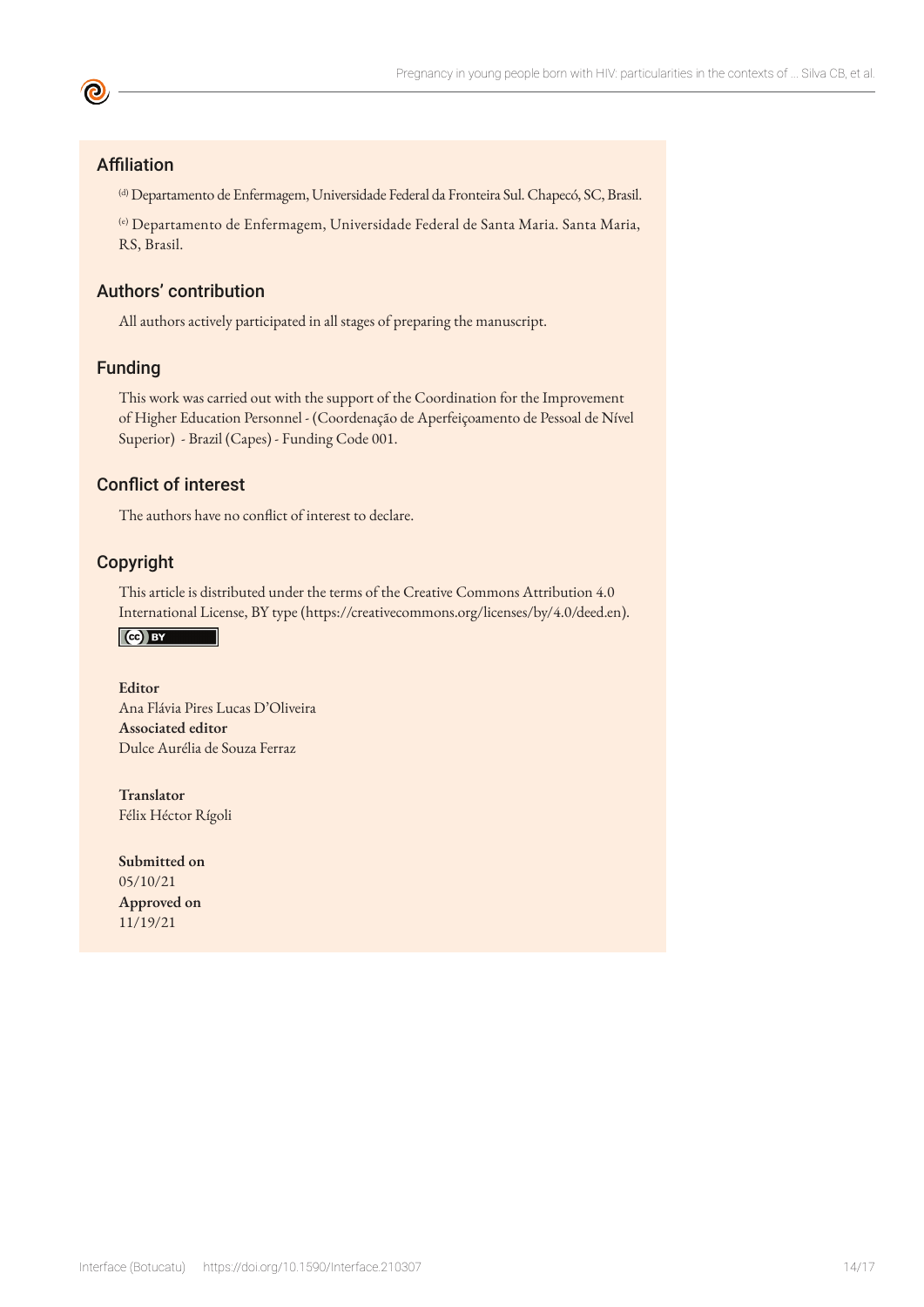## Affiliation

[d] Departamento de Enfermagem, Universidade Federal da Fronteira Sul. Chapecó, SC, Brasil.

[e] Departamento de Enfermagem, Universidade Federal de Santa Maria. Santa Maria, RS, Brasil.

## Authors' contribution

All authors actively participated in all stages of preparing the manuscript.

## Funding

This work was carried out with the support of the Coordination for the Improvement of Higher Education Personnel - (Coordenação de Aperfeiçoamento de Pessoal de Nível Superior) - Brazil (Capes) - Funding Code 001.

## Conflict of interest

The authors have no conflict of interest to declare.

## Copyright

This article is distributed under the terms of the Creative Commons Attribution 4.0 International License, BY type (https://creativecommons.org/licenses/by/4.0/deed.en).

**Editor**
Ana Flávia Pires Lucas D'Oliveira
**Associated editor**
Dulce Aurélia de Souza Ferraz

**Translator**
Félix Héctor Rígoli

**Submitted on**
05/10/21
**Approved on**
11/19/21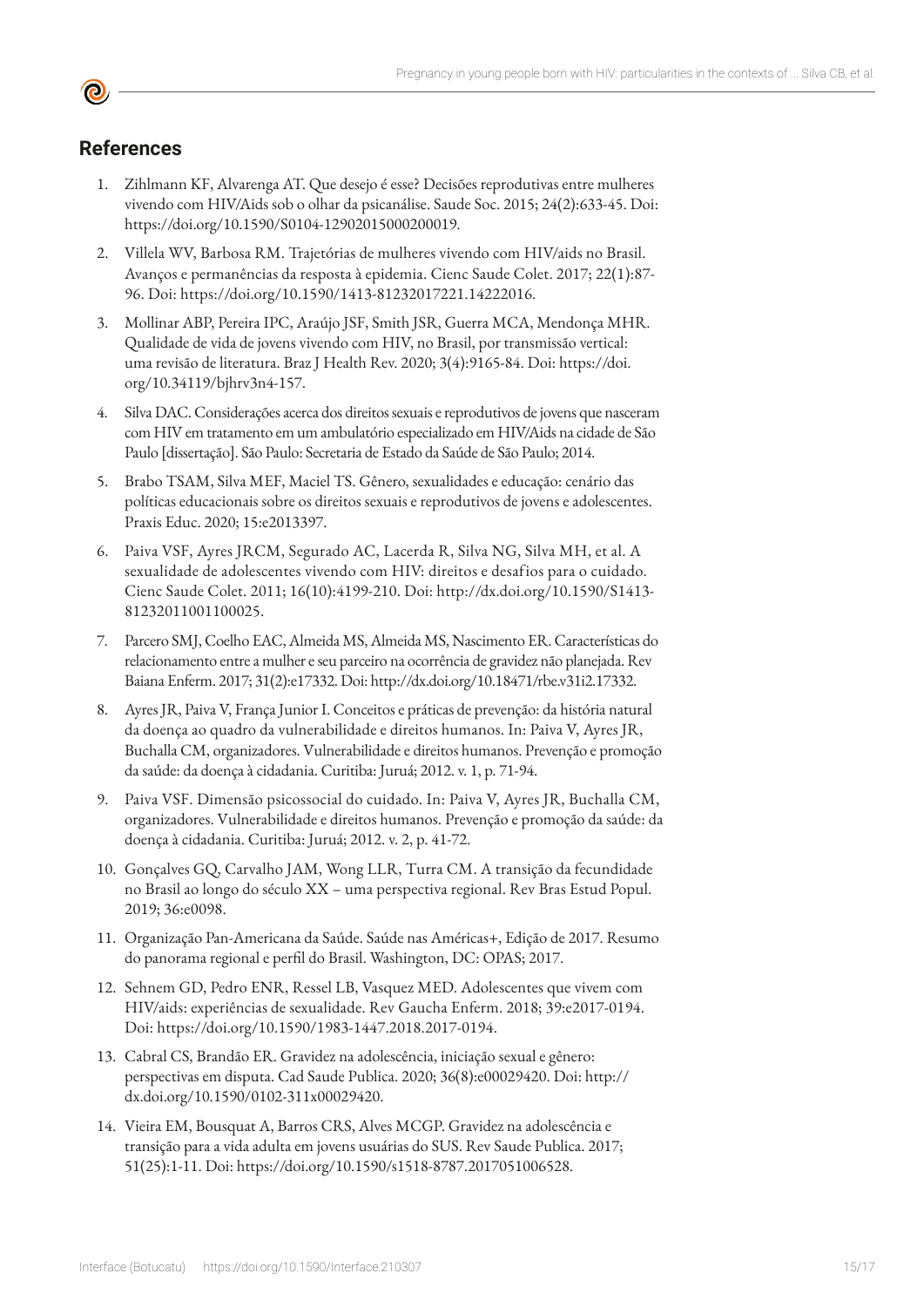## References

1. Zihlmann KF, Alvarenga AT. Que desejo é esse? Decisões reprodutivas entre mulheres vivendo com HIV/Aids sob o olhar da psicanálise. Saude Soc. 2015; 24(2):633-45. Doi: https://doi.org/10.1590/S0104-12902015000200019.

2. Villela WV, Barbosa RM. Trajetórias de mulheres vivendo com HIV/aids no Brasil. Avanços e permanências da resposta à epidemia. Cienc Saude Colet. 2017; 22(1):87-96. Doi: https://doi.org/10.1590/1413-81232017221.14222016.

3. Mollinar ABP, Pereira IPC, Araújo JSF, Smith JSR, Guerra MCA, Mendonça MHR. Qualidade de vida de jovens vivendo com HIV, no Brasil, por transmissão vertical: uma revisão de literatura. Braz J Health Rev. 2020; 3(4):9165-84. Doi: https://doi.org/10.34119/bjhrv3n4-157.

4. Silva DAC. Considerações acerca dos direitos sexuais e reprodutivos de jovens que nasceram com HIV em tratamento em um ambulatório especializado em HIV/Aids na cidade de São Paulo [dissertação]. São Paulo: Secretaria de Estado da Saúde de São Paulo; 2014.

5. Brabo TSAM, Silva MEF, Maciel TS. Gênero, sexualidades e educação: cenário das políticas educacionais sobre os direitos sexuais e reprodutivos de jovens e adolescentes. Praxis Educ. 2020; 15:e2013397.

6. Paiva VSF, Ayres JRCM, Segurado AC, Lacerda R, Silva NG, Silva MH, et al. A sexualidade de adolescentes vivendo com HIV: direitos e desafios para o cuidado. Cienc Saude Colet. 2011; 16(10):4199-210. Doi: http://dx.doi.org/10.1590/S1413-81232011001100025.

7. Parcero SMJ, Coelho EAC, Almeida MS, Almeida MS, Nascimento ER. Características do relacionamento entre a mulher e seu parceiro na ocorrência de gravidez não planejada. Rev Baiana Enferm. 2017; 31(2):e17332. Doi: http://dx.doi.org/10.18471/rbe.v31i2.17332.

8. Ayres JR, Paiva V, França Junior I. Conceitos e práticas de prevenção: da história natural da doença ao quadro da vulnerabilidade e direitos humanos. In: Paiva V, Ayres JR, Buchalla CM, organizadores. Vulnerabilidade e direitos humanos. Prevenção e promoção da saúde: da doença à cidadania. Curitiba: Juruá; 2012. v. 1, p. 71-94.

9. Paiva VSF. Dimensão psicossocial do cuidado. In: Paiva V, Ayres JR, Buchalla CM, organizadores. Vulnerabilidade e direitos humanos. Prevenção e promoção da saúde: da doença à cidadania. Curitiba: Juruá; 2012. v. 2, p. 41-72.

10. Gonçalves GQ, Carvalho JAM, Wong LLR, Turra CM. A transição da fecundidade no Brasil ao longo do século XX – uma perspectiva regional. Rev Bras Estud Popul. 2019; 36:e0098.

11. Organização Pan-Americana da Saúde. Saúde nas Américas+, Edição de 2017. Resumo do panorama regional e perfil do Brasil. Washington, DC: OPAS; 2017.

12. Sehnem GD, Pedro ENR, Ressel LB, Vasquez MED. Adolescentes que vivem com HIV/aids: experiências de sexualidade. Rev Gaucha Enferm. 2018; 39:e2017-0194. Doi: https://doi.org/10.1590/1983-1447.2018.2017-0194.

13. Cabral CS, Brandão ER. Gravidez na adolescência, iniciação sexual e gênero: perspectivas em disputa. Cad Saude Publica. 2020; 36(8):e00029420. Doi: http://dx.doi.org/10.1590/0102-311x00029420.

14. Vieira EM, Bousquat A, Barros CRS, Alves MCGP. Gravidez na adolescência e transição para a vida adulta em jovens usuárias do SUS. Rev Saude Publica. 2017; 51(25):1-11. Doi: https://doi.org/10.1590/s1518-8787.2017051006528.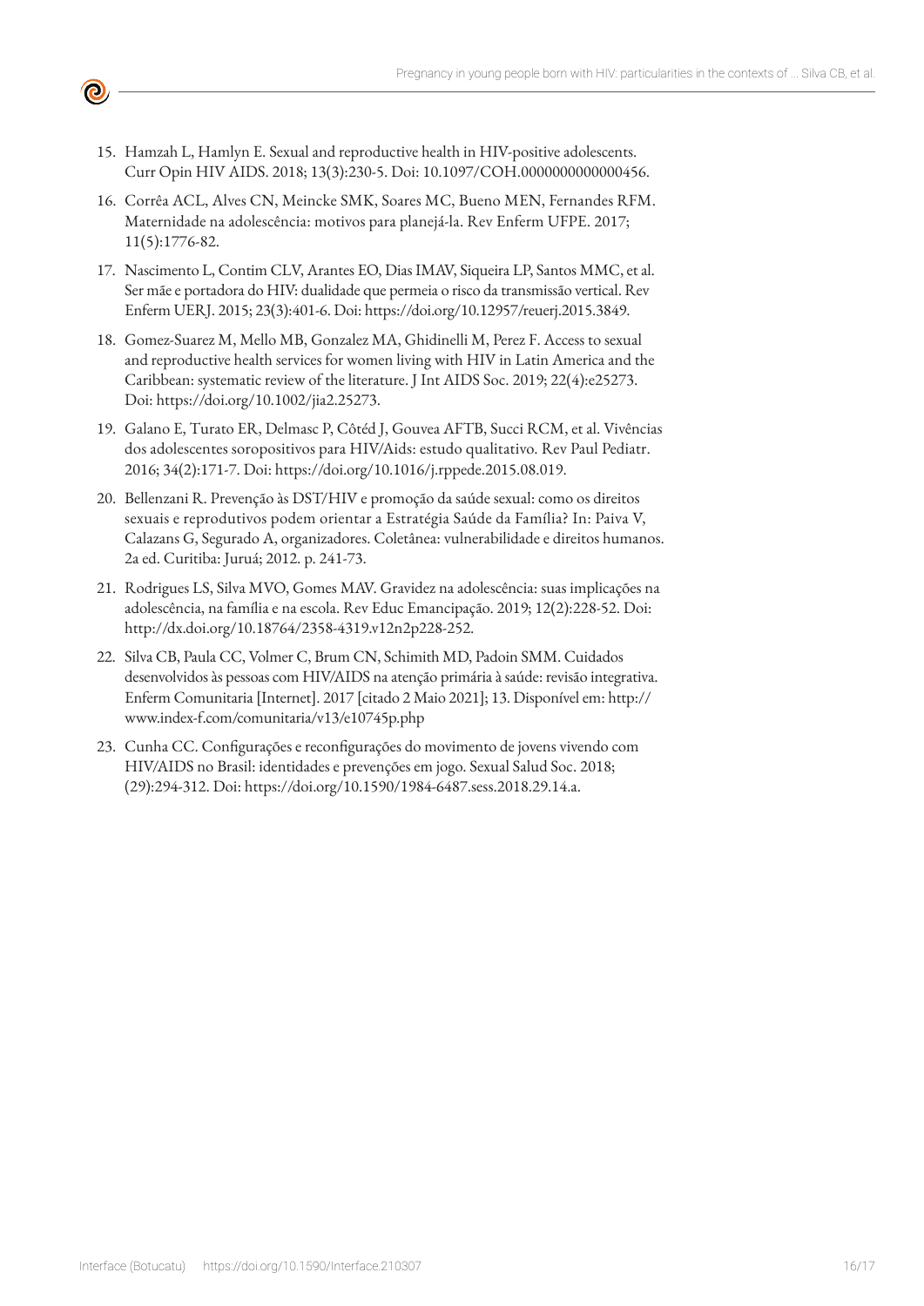15. Hamzah L, Hamlyn E. Sexual and reproductive health in HIV-positive adolescents. Curr Opin HIV AIDS. 2018; 13(3):230-5. Doi: 10.1097/COH.0000000000000456.
16. Corrêa ACL, Alves CN, Meincke SMK, Soares MC, Bueno MEN, Fernandes RFM. Maternidade na adolescência: motivos para planejá-la. Rev Enferm UFPE. 2017; 11(5):1776-82.
17. Nascimento L, Contim CLV, Arantes EO, Dias IMAV, Siqueira LP, Santos MMC, et al. Ser mãe e portadora do HIV: dualidade que permeia o risco da transmissão vertical. Rev Enferm UERJ. 2015; 23(3):401-6. Doi: https://doi.org/10.12957/reuerj.2015.3849.
18. Gomez-Suarez M, Mello MB, Gonzalez MA, Ghidinelli M, Perez F. Access to sexual and reproductive health services for women living with HIV in Latin America and the Caribbean: systematic review of the literature. J Int AIDS Soc. 2019; 22(4):e25273. Doi: https://doi.org/10.1002/jia2.25273.
19. Galano E, Turato ER, Delmasc P, Côtéd J, Gouvea AFTB, Succi RCM, et al. Vivências dos adolescentes soropositivos para HIV/Aids: estudo qualitativo. Rev Paul Pediatr. 2016; 34(2):171-7. Doi: https://doi.org/10.1016/j.rppede.2015.08.019.
20. Bellenzani R. Prevenção às DST/HIV e promoção da saúde sexual: como os direitos sexuais e reprodutivos podem orientar a Estratégia Saúde da Família? In: Paiva V, Calazans G, Segurado A, organizadores. Coletânea: vulnerabilidade e direitos humanos. 2a ed. Curitiba: Juruá; 2012. p. 241-73.
21. Rodrigues LS, Silva MVO, Gomes MAV. Gravidez na adolescência: suas implicações na adolescência, na família e na escola. Rev Educ Emancipação. 2019; 12(2):228-52. Doi: http://dx.doi.org/10.18764/2358-4319.v12n2p228-252.
22. Silva CB, Paula CC, Volmer C, Brum CN, Schimith MD, Padoin SMM. Cuidados desenvolvidos às pessoas com HIV/AIDS na atenção primária à saúde: revisão integrativa. Enferm Comunitaria [Internet]. 2017 [citado 2 Maio 2021]; 13. Disponível em: http://www.index-f.com/comunitaria/v13/e10745p.php
23. Cunha CC. Configurações e reconfigurações do movimento de jovens vivendo com HIV/AIDS no Brasil: identidades e prevenções em jogo. Sexual Salud Soc. 2018; (29):294-312. Doi: https://doi.org/10.1590/1984-6487.sess.2018.29.14.a.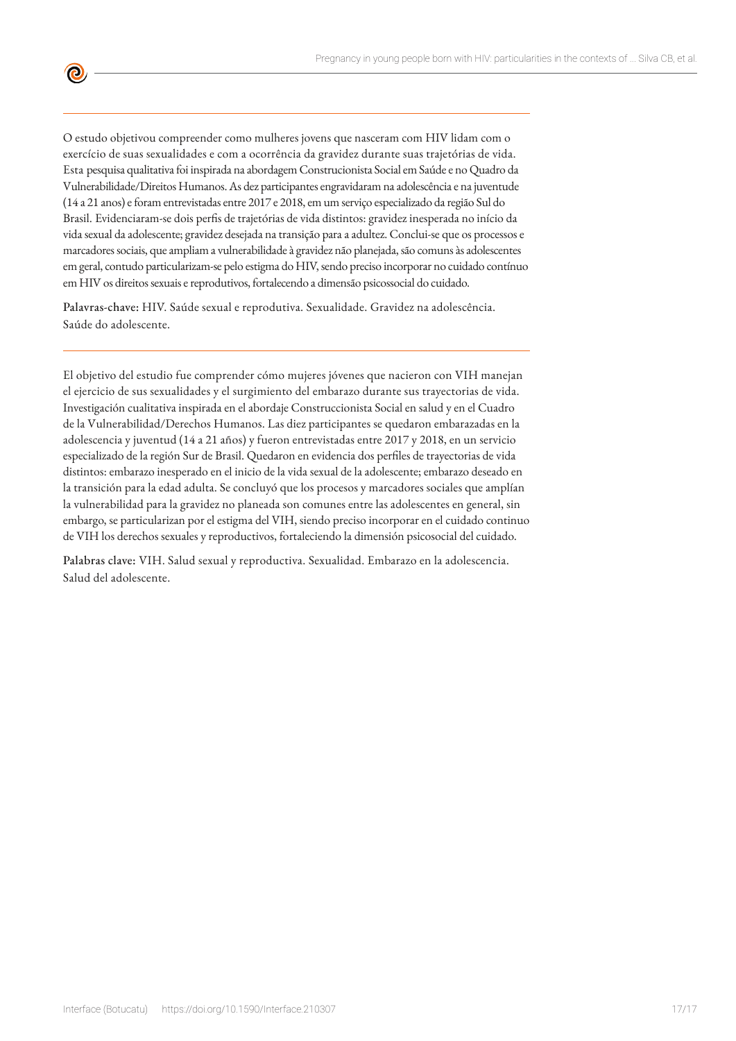O estudo objetivou compreender como mulheres jovens que nasceram com HIV lidam com o exercício de suas sexualidades e com a ocorrência da gravidez durante suas trajetórias de vida. Esta pesquisa qualitativa foi inspirada na abordagem Construcionista Social em Saúde e no Quadro da Vulnerabilidade/Direitos Humanos. As dez participantes engravidaram na adolescência e na juventude (14 a 21 anos) e foram entrevistadas entre 2017 e 2018, em um serviço especializado da região Sul do Brasil. Evidenciaram-se dois perfis de trajetórias de vida distintos: gravidez inesperada no início da vida sexual da adolescente; gravidez desejada na transição para a adultez. Conclui-se que os processos e marcadores sociais, que ampliam a vulnerabilidade à gravidez não planejada, são comuns às adolescentes em geral, contudo particularizam-se pelo estigma do HIV, sendo preciso incorporar no cuidado contínuo em HIV os direitos sexuais e reprodutivos, fortalecendo a dimensão psicossocial do cuidado.

**Palavras-chave:** HIV. Saúde sexual e reprodutiva. Sexualidade. Gravidez na adolescência. Saúde do adolescente.

El objetivo del estudio fue comprender cómo mujeres jóvenes que nacieron con VIH manejan el ejercicio de sus sexualidades y el surgimiento del embarazo durante sus trayectorias de vida. Investigación cualitativa inspirada en el abordaje Construccionista Social en salud y en el Cuadro de la Vulnerabilidad/Derechos Humanos. Las diez participantes se quedaron embarazadas en la adolescencia y juventud (14 a 21 años) y fueron entrevistadas entre 2017 y 2018, en un servicio especializado de la región Sur de Brasil. Quedaron en evidencia dos perfiles de trayectorias de vida distintos: embarazo inesperado en el inicio de la vida sexual de la adolescente; embarazo deseado en la transición para la edad adulta. Se concluyó que los procesos y marcadores sociales que amplían la vulnerabilidad para la gravidez no planeada son comunes entre las adolescentes en general, sin embargo, se particularizan por el estigma del VIH, siendo preciso incorporar en el cuidado continuo de VIH los derechos sexuales y reproductivos, fortaleciendo la dimensión psicosocial del cuidado.

**Palabras clave:** VIH. Salud sexual y reproductiva. Sexualidad. Embarazo en la adolescencia. Salud del adolescente.